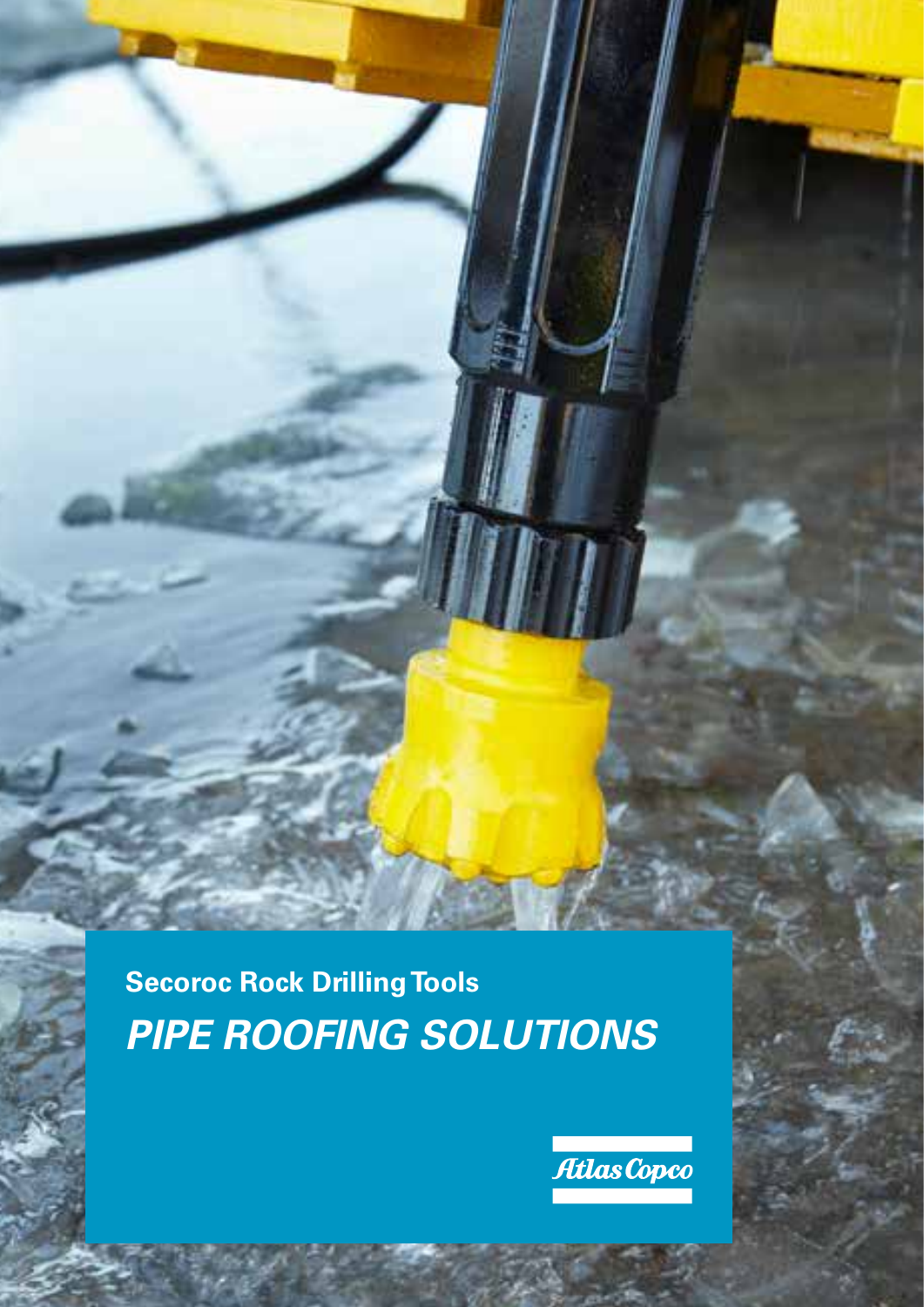**Secoroc Rock Drilling Tools**

# *PIPE ROOFING SOLUTIONS*

Atlas Copco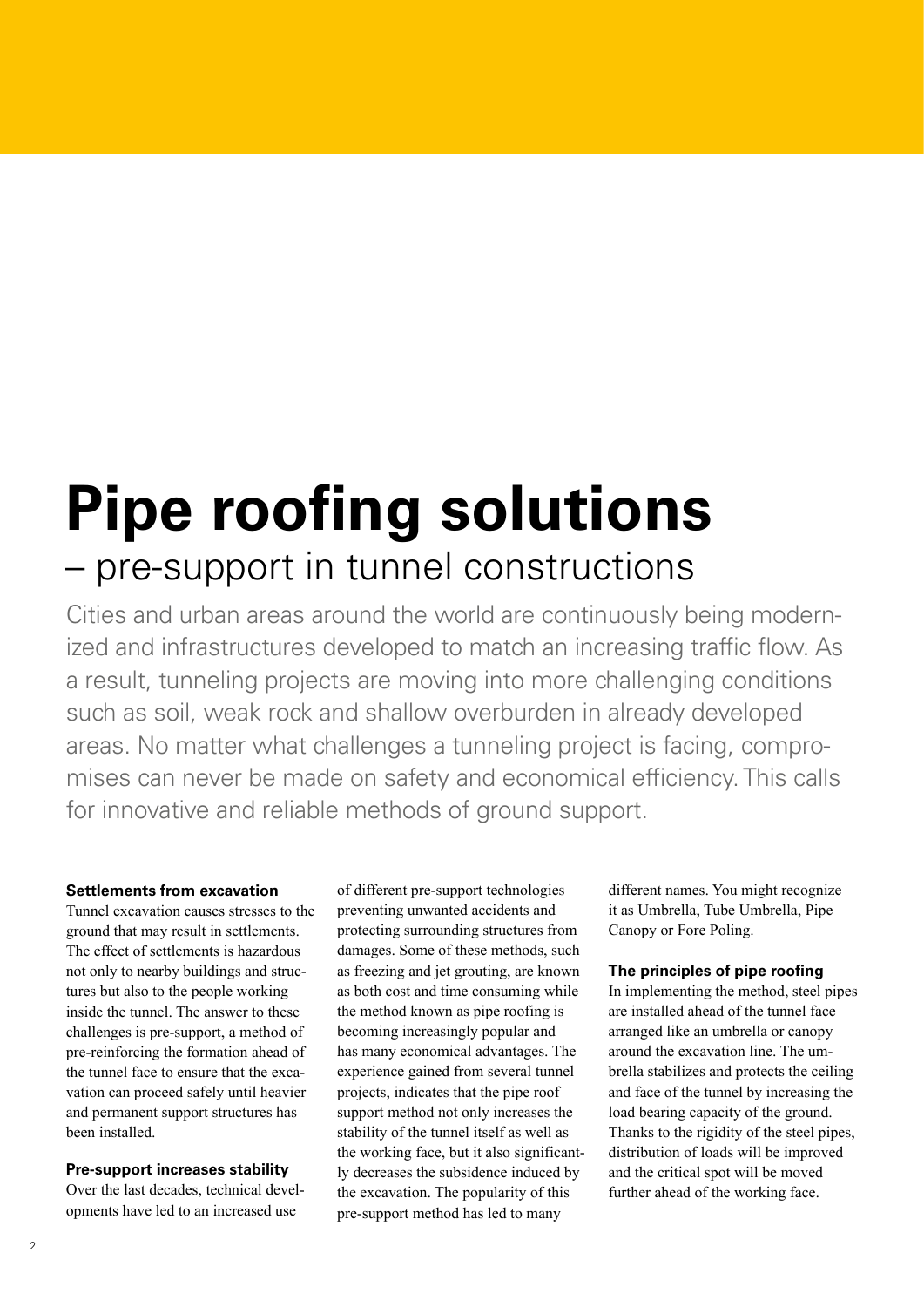# Pipe roofing solutions

## – pre-support in tunnel constructions

Cities and urban areas around the world are continuously being modernized and infrastructures developed to match an increasing traffic flow. As a result, tunneling projects are moving into more challenging conditions such as soil, weak rock and shallow overburden in already developed areas. No matter what challenges a tunneling project is facing, compromises can never be made on safety and economical efficiency. This calls for innovative and reliable methods of ground support.

**Settlements from excavation**

Tunnel excavation causes stresses to the ground that may result in settlements. The effect of settlements is hazardous not only to nearby buildings and structures but also to the people working inside the tunnel. The answer to these challenges is pre-support, a method of pre-reinforcing the formation ahead of the tunnel face to ensure that the excavation can proceed safely until heavier and permanent support structures has been installed.

**Pre-support increases stability**

Over the last decades, technical developments have led to an increased use of different pre-support technologies preventing unwanted accidents and protecting surrounding structures from damages. Some of these methods, such as freezing and jet grouting, are known as both cost and time consuming while the method known as pipe roofing is becoming increasingly popular and has many economical advantages. The experience gained from several tunnel projects, indicates that the pipe roof support method not only increases the stability of the tunnel itself as well as the working face, but it also significantly decreases the subsidence induced by the excavation. The popularity of this pre-support method has led to many different names. You might recognize it as Umbrella, Tube Umbrella, Pipe Canopy or Fore Poling.

**The principles of pipe roofing**

In implementing the method, steel pipes are installed ahead of the tunnel face arranged like an umbrella or canopy around the excavation line. The umbrella stabilizes and protects the ceiling and face of the tunnel by increasing the load bearing capacity of the ground. Thanks to the rigidity of the steel pipes, distribution of loads will be improved and the critical spot will be moved further ahead of the working face.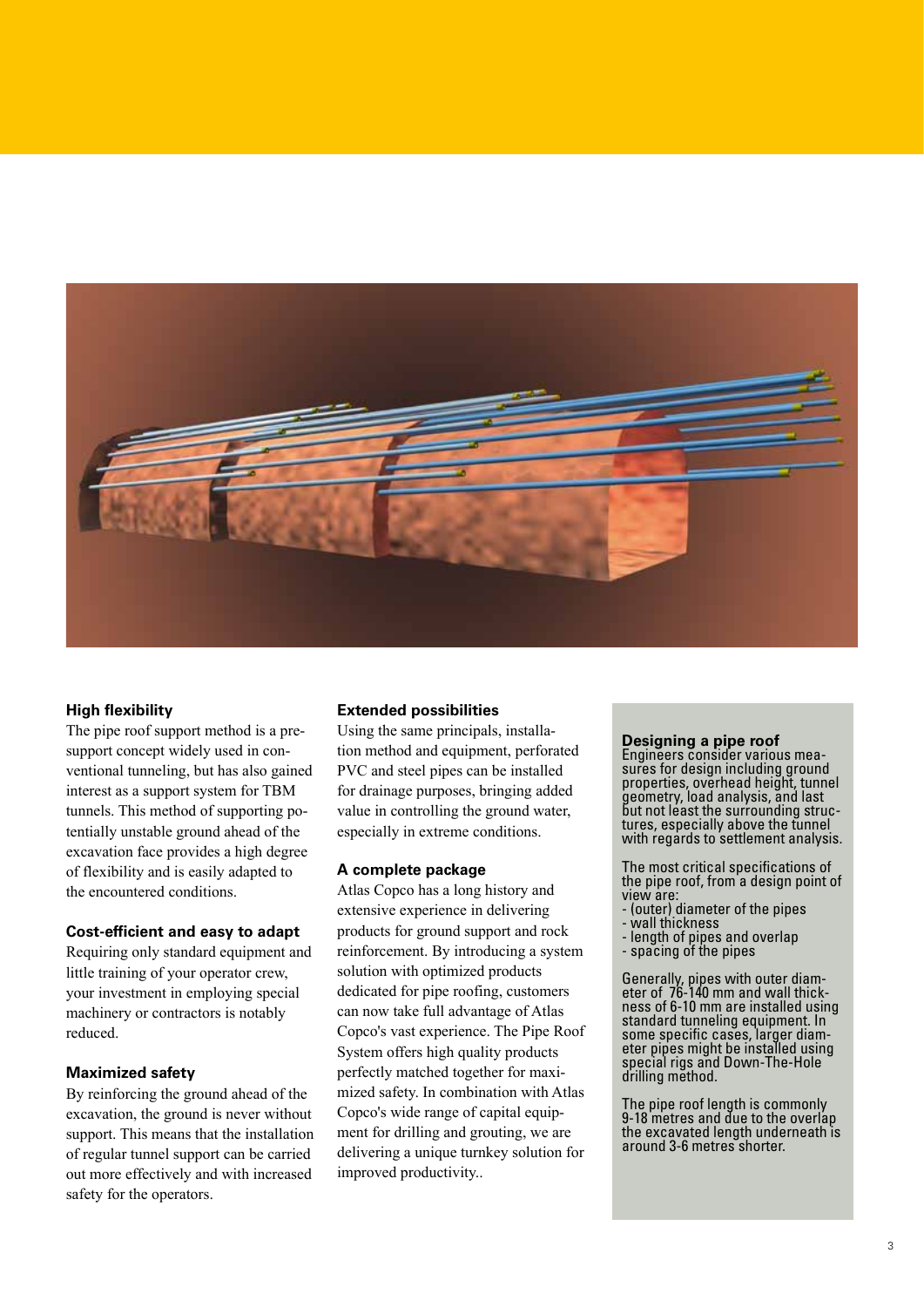### High flexibility

The pipe roof support method is a pre-support concept widely used in conventional tunneling, but has also gained interest as a support system for TBM tunnels. This method of supporting potentially unstable ground ahead of the excavation face provides a high degree of flexibility and is easily adapted to the encountered conditions.

### Cost-efficient and easy to adapt

Requiring only standard equipment and little training of your operator crew, your investment in employing special machinery or contractors is notably reduced.

### Maximized safety

By reinforcing the ground ahead of the excavation, the ground is never without support. This means that the installation of regular tunnel support can be carried out more effectively and with increased safety for the operators.

### Extended possibilities

Using the same principals, installation method and equipment, perforated PVC and steel pipes can be installed for drainage purposes, bringing added value in controlling the ground water, especially in extreme conditions.

### A complete package

Atlas Copco has a long history and extensive experience in delivering products for ground support and rock reinforcement. By introducing a system solution with optimized products dedicated for pipe roofing, customers can now take full advantage of Atlas Copco's vast experience. The Pipe Roof System offers high quality products perfectly matched together for maximized safety. In combination with Atlas Copco's wide range of capital equipment for drilling and grouting, we are delivering a unique turnkey solution for improved productivity..

### Designing a pipe roof

Engineers consider various measures for design including ground properties, overhead height, tunnel geometry, load analysis, and last but not least the surrounding structures, especially above the tunnel with regards to settlement analysis.

The most critical specifications of the pipe roof, from a design point of view are:

- (outer) diameter of the pipes
- wall thickness
- length of pipes and overlap
- spacing of the pipes

Generally, pipes with outer diameter of 76-140 mm and wall thickness of 6-10 mm are installed using standard tunneling equipment. In some specific cases, larger diameter pipes might be installed using special rigs and Down-The-Hole drilling method.

The pipe roof length is commonly 9-18 metres and due to the overlap the excavated length underneath is around 3-6 metres shorter.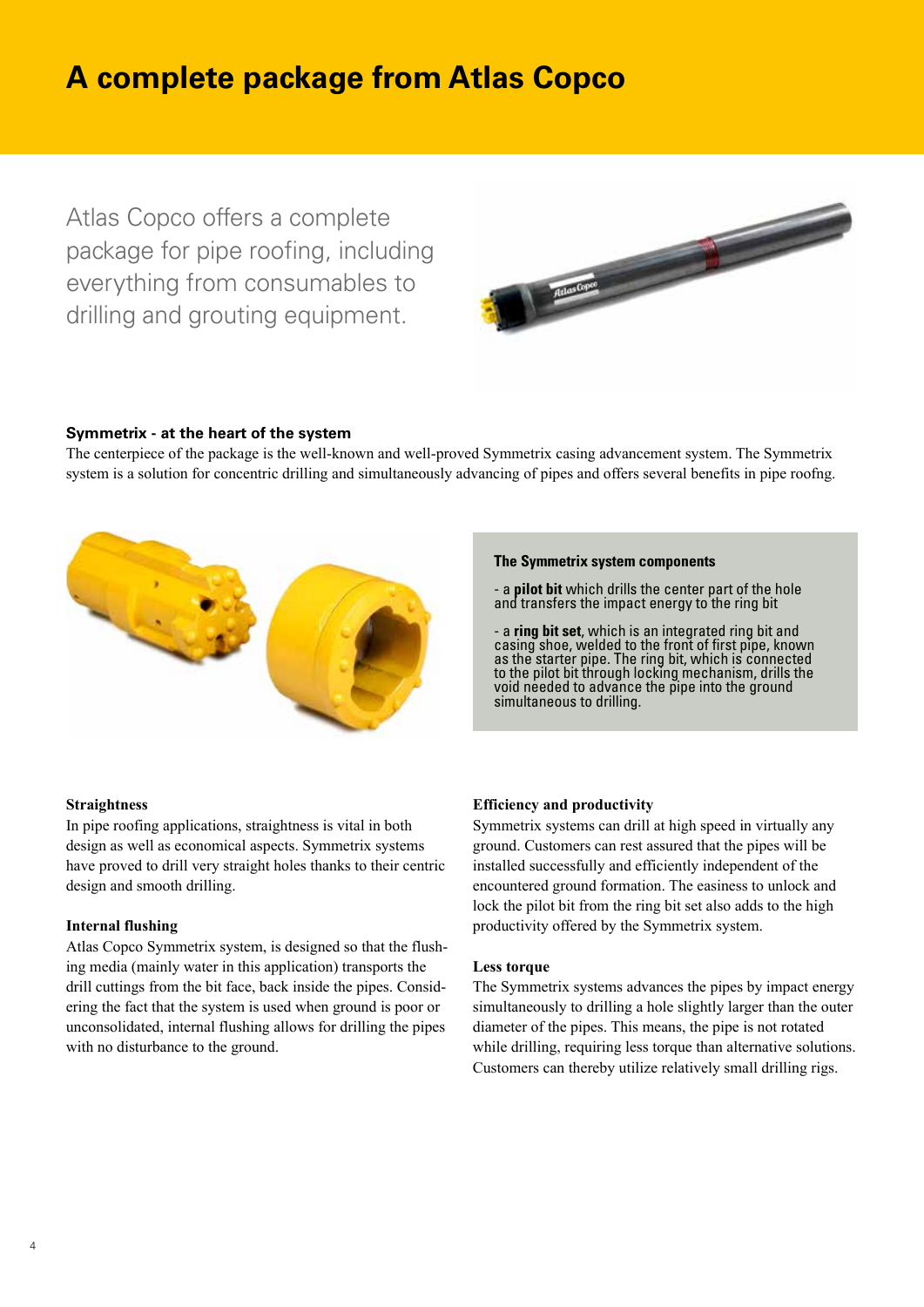# A complete package from Atlas Copco

Atlas Copco offers a complete package for pipe roofing, including everything from consumables to drilling and grouting equipment.

### Symmetrix - at the heart of the system

The centerpiece of the package is the well-known and well-proved Symmetrix casing advancement system. The Symmetrix system is a solution for concentric drilling and simultaneously advancing of pipes and offers several benefits in pipe roofng.

**The Symmetrix system components**

- a **pilot bit** which drills the center part of the hole and transfers the impact energy to the ring bit
- a **ring bit set**, which is an integrated ring bit and casing shoe, welded to the front of first pipe, known as the starter pipe. The ring bit, which is connected to the pilot bit through locking mechanism, drills the void needed to advance the pipe into the ground simultaneous to drilling.

**Straightness**

In pipe roofing applications, straightness is vital in both design as well as economical aspects. Symmetrix systems have proved to drill very straight holes thanks to their centric design and smooth drilling.

**Internal flushing**

Atlas Copco Symmetrix system, is designed so that the flushing media (mainly water in this application) transports the drill cuttings from the bit face, back inside the pipes. Considering the fact that the system is used when ground is poor or unconsolidated, internal flushing allows for drilling the pipes with no disturbance to the ground.

**Efficiency and productivity**

Symmetrix systems can drill at high speed in virtually any ground. Customers can rest assured that the pipes will be installed successfully and efficiently independent of the encountered ground formation. The easiness to unlock and lock the pilot bit from the ring bit set also adds to the high productivity offered by the Symmetrix system.

**Less torque**

The Symmetrix systems advances the pipes by impact energy simultaneously to drilling a hole slightly larger than the outer diameter of the pipes. This means, the pipe is not rotated while drilling, requiring less torque than alternative solutions. Customers can thereby utilize relatively small drilling rigs.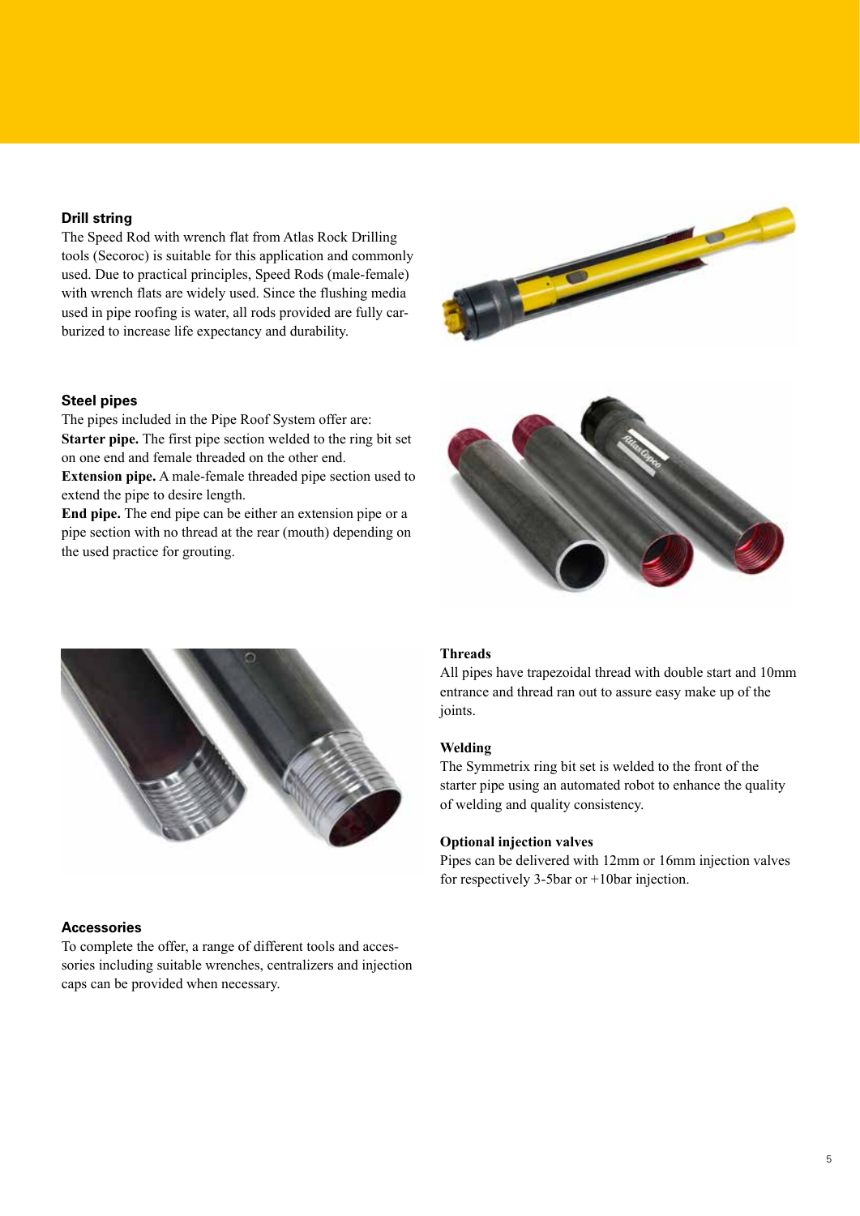## Drill string

The Speed Rod with wrench flat from Atlas Rock Drilling tools (Secoroc) is suitable for this application and commonly used. Due to practical principles, Speed Rods (male-female) with wrench flats are widely used. Since the flushing media used in pipe roofing is water, all rods provided are fully carburized to increase life expectancy and durability.

## Steel pipes

The pipes included in the Pipe Roof System offer are:

**Starter pipe.** The first pipe section welded to the ring bit set on one end and female threaded on the other end.

**Extension pipe.** A male-female threaded pipe section used to extend the pipe to desire length.

**End pipe.** The end pipe can be either an extension pipe or a pipe section with no thread at the rear (mouth) depending on the used practice for grouting.

### Threads

All pipes have trapezoidal thread with double start and 10mm entrance and thread ran out to assure easy make up of the joints.

### Welding

The Symmetrix ring bit set is welded to the front of the starter pipe using an automated robot to enhance the quality of welding and quality consistency.

### Optional injection valves

Pipes can be delivered with 12mm or 16mm injection valves for respectively 3-5bar or +10bar injection.

## Accessories

To complete the offer, a range of different tools and accessories including suitable wrenches, centralizers and injection caps can be provided when necessary.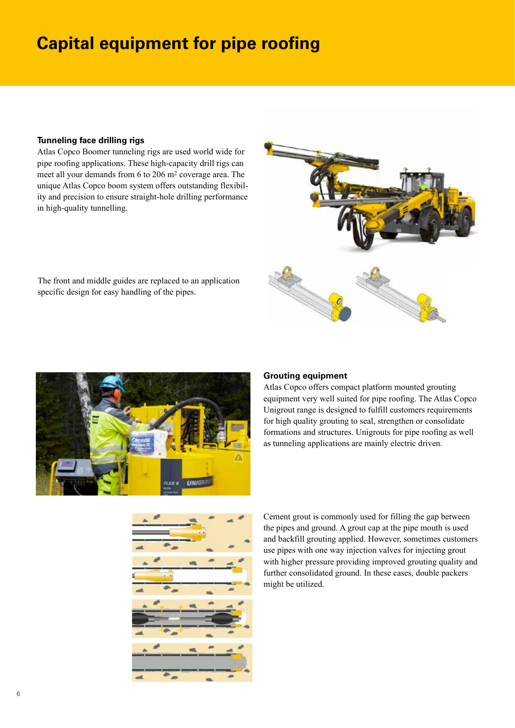# Capital equipment for pipe roofing

### Tunneling face drilling rigs

Atlas Copco Boomer tunneling rigs are used world wide for pipe roofing applications. These high-capacity drill rigs can meet all your demands from 6 to 206 $m^2$ coverage area. The unique Atlas Copco boom system offers outstanding flexibility and precision to ensure straight-hole drilling performance in high-quality tunnelling.

The front and middle guides are replaced to an application specific design for easy handling of the pipes.

### Grouting equipment

Atlas Copco offers compact platform mounted grouting equipment very well suited for pipe roofing. The Atlas Copco Unigrout range is designed to fulfill customers requirements for high quality grouting to seal, strengthen or consolidate formations and structures. Unigrouts for pipe roofing as well as tunneling applications are mainly electric driven.

Cement grout is commonly used for filling the gap between the pipes and ground. A grout cap at the pipe mouth is used and backfill grouting applied. However, sometimes customers use pipes with one way injection valves for injecting grout with higher pressure providing improved grouting quality and further consolidated ground. In these cases, double packers might be utilized.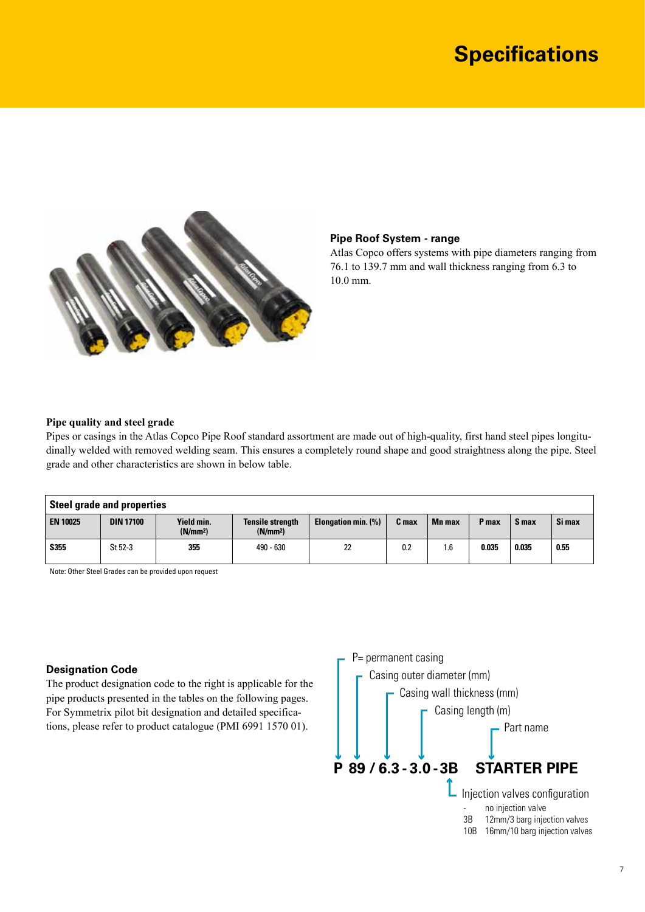# Specifications

### Pipe Roof System - range

Atlas Copco offers systems with pipe diameters ranging from 76.1 to 139.7 mm and wall thickness ranging from 6.3 to 10.0 mm.

### Pipe quality and steel grade

Pipes or casings in the Atlas Copco Pipe Roof standard assortment are made out of high-quality, first hand steel pipes longitudinally welded with removed welding seam. This ensures a completely round shape and good straightness along the pipe. Steel grade and other characteristics are shown in below table.

| Steel grade and properties | | | | | | | | | |
|---|---|---|---|---|---|---|---|---|---|
| **EN 10025** | **DIN 17100** | **Yield min. ($N/mm^2$)** | **Tensile strength ($N/mm^2$)** | **Elongation min. (%)** | **C max** | **Mn max** | **P max** | **S max** | **Si max** |
| **S355** | St 52-3 | **355** | 490 - 630 | 22 | 0.2 | 1.6 | **0.035** | **0.035** | **0.55** |

Note: Other Steel Grades can be provided upon request

### Designation Code

The product designation code to the right is applicable for the pipe products presented in the tables on the following pages. For Symmetrix pilot bit designation and detailed specifications, please refer to product catalogue (PMI 6991 1570 01).

**P 89 / 6.3 - 3.0 - 3B STARTER PIPE**

- P = permanent casing
- Casing outer diameter (mm)
- Casing wall thickness (mm)
- Casing length (m)
- Part name
- Injection valves configuration
  - \- no injection valve
  - 3B 12mm/3 barg injection valves
  - 10B 16mm/10 barg injection valves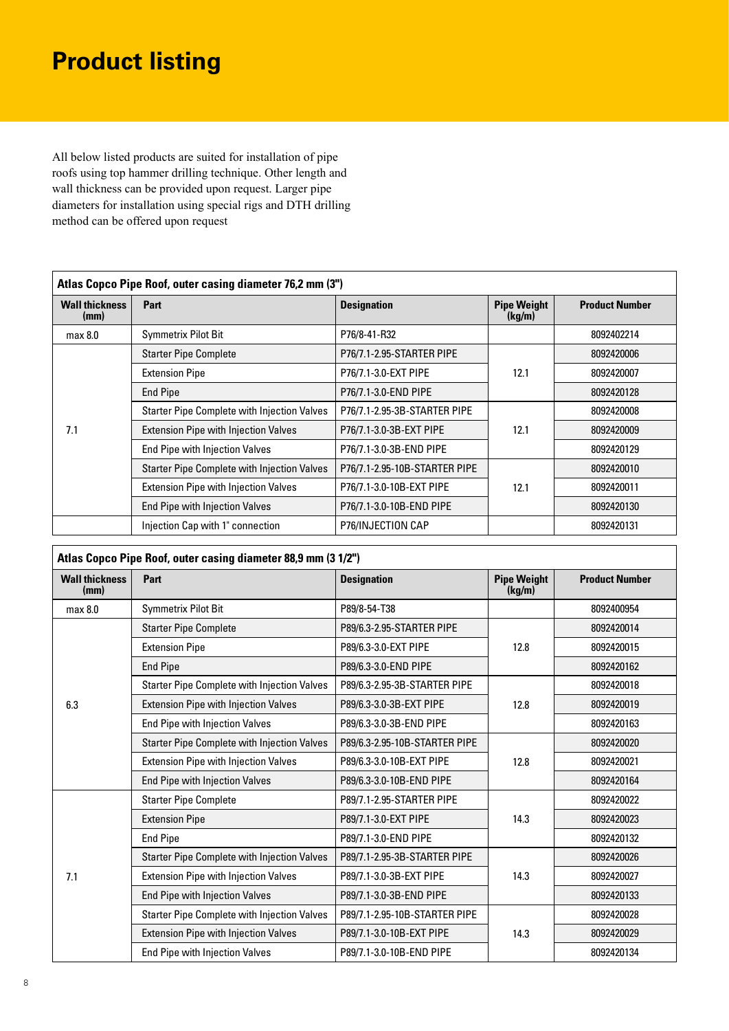# Product listing

All below listed products are suited for installation of pipe roofs using top hammer drilling technique. Other length and wall thickness can be provided upon request. Larger pipe diameters for installation using special rigs and DTH drilling method can be offered upon request

**Atlas Copco Pipe Roof, outer casing diameter 76,2 mm (3")**

| Wall thickness (mm) | Part | Designation | Pipe Weight (kg/m) | Product Number |
|---|---|---|---|---|
| max 8.0 | Symmetrix Pilot Bit | P76/8-41-R32 | | 8092402214 |
| 7.1 | Starter Pipe Complete | P76/7.1-2.95-STARTER PIPE | 12.1 | 8092420006 |
| | Extension Pipe | P76/7.1-3.0-EXT PIPE | | 8092420007 |
| | End Pipe | P76/7.1-3.0-END PIPE | | 8092420128 |
| | Starter Pipe Complete with Injection Valves | P76/7.1-2.95-3B-STARTER PIPE | 12.1 | 8092420008 |
| | Extension Pipe with Injection Valves | P76/7.1-3.0-3B-EXT PIPE | | 8092420009 |
| | End Pipe with Injection Valves | P76/7.1-3.0-3B-END PIPE | | 8092420129 |
| | Starter Pipe Complete with Injection Valves | P76/7.1-2.95-10B-STARTER PIPE | 12.1 | 8092420010 |
| | Extension Pipe with Injection Valves | P76/7.1-3.0-10B-EXT PIPE | | 8092420011 |
| | End Pipe with Injection Valves | P76/7.1-3.0-10B-END PIPE | | 8092420130 |
| | Injection Cap with 1" connection | P76/INJECTION CAP | | 8092420131 |

**Atlas Copco Pipe Roof, outer casing diameter 88,9 mm (3 1/2")**

| Wall thickness (mm) | Part | Designation | Pipe Weight (kg/m) | Product Number |
|---|---|---|---|---|
| max 8.0 | Symmetrix Pilot Bit | P89/8-54-T38 | | 8092400954 |
| 6.3 | Starter Pipe Complete | P89/6.3-2.95-STARTER PIPE | 12.8 | 8092420014 |
| | Extension Pipe | P89/6.3-3.0-EXT PIPE | | 8092420015 |
| | End Pipe | P89/6.3-3.0-END PIPE | | 8092420162 |
| | Starter Pipe Complete with Injection Valves | P89/6.3-2.95-3B-STARTER PIPE | 12.8 | 8092420018 |
| | Extension Pipe with Injection Valves | P89/6.3-3.0-3B-EXT PIPE | | 8092420019 |
| | End Pipe with Injection Valves | P89/6.3-3.0-3B-END PIPE | | 8092420163 |
| | Starter Pipe Complete with Injection Valves | P89/6.3-2.95-10B-STARTER PIPE | 12.8 | 8092420020 |
| | Extension Pipe with Injection Valves | P89/6.3-3.0-10B-EXT PIPE | | 8092420021 |
| | End Pipe with Injection Valves | P89/6.3-3.0-10B-END PIPE | | 8092420164 |
| 7.1 | Starter Pipe Complete | P89/7.1-2.95-STARTER PIPE | 14.3 | 8092420022 |
| | Extension Pipe | P89/7.1-3.0-EXT PIPE | | 8092420023 |
| | End Pipe | P89/7.1-3.0-END PIPE | | 8092420132 |
| | Starter Pipe Complete with Injection Valves | P89/7.1-2.95-3B-STARTER PIPE | 14.3 | 8092420026 |
| | Extension Pipe with Injection Valves | P89/7.1-3.0-3B-EXT PIPE | | 8092420027 |
| | End Pipe with Injection Valves | P89/7.1-3.0-3B-END PIPE | | 8092420133 |
| | Starter Pipe Complete with Injection Valves | P89/7.1-2.95-10B-STARTER PIPE | 14.3 | 8092420028 |
| | Extension Pipe with Injection Valves | P89/7.1-3.0-10B-EXT PIPE | | 8092420029 |
| | End Pipe with Injection Valves | P89/7.1-3.0-10B-END PIPE | | 8092420134 |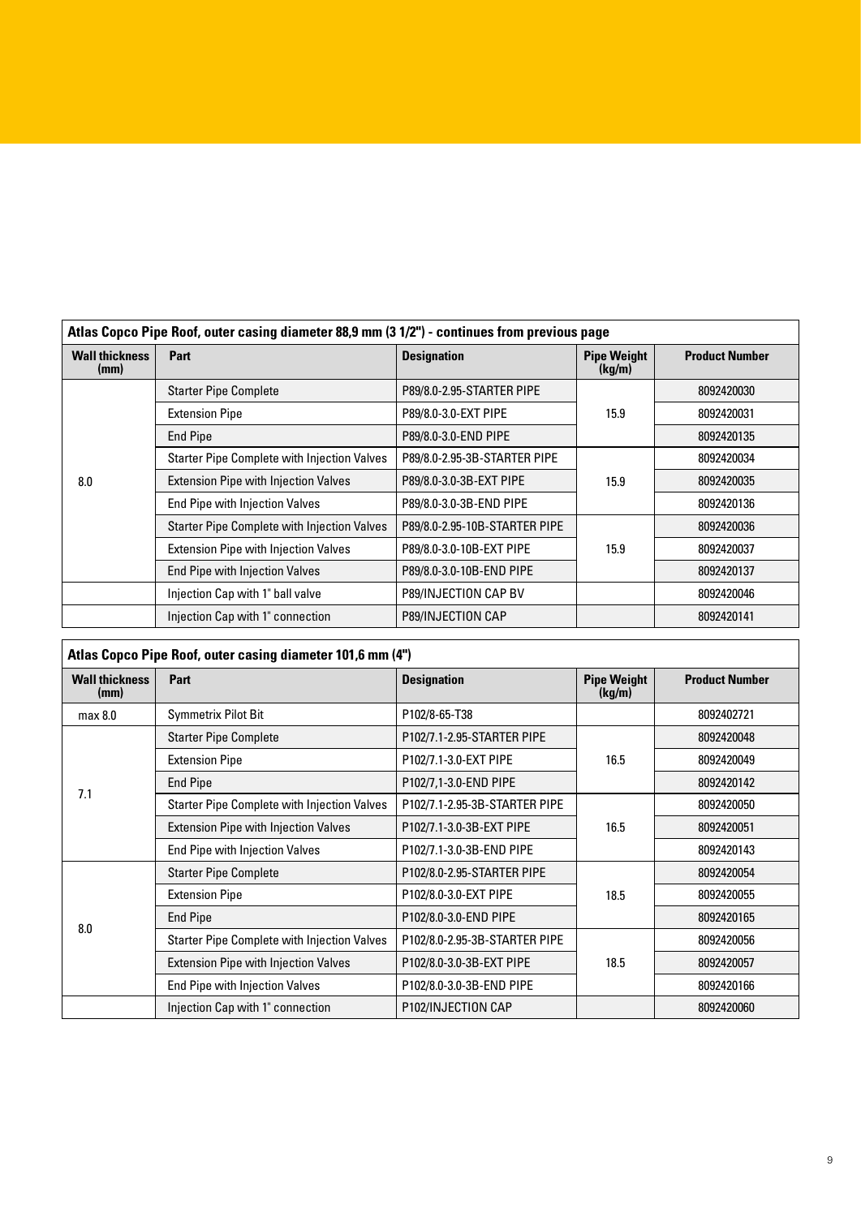| Atlas Copco Pipe Roof, outer casing diameter 88,9 mm (3 1/2") - continues from previous page | | | | |
|---|---|---|---|---|
| **Wall thickness (mm)** | **Part** | **Designation** | **Pipe Weight (kg/m)** | **Product Number** |
| 8.0 | Starter Pipe Complete | P89/8.0-2.95-STARTER PIPE | 15.9 | 8092420030 |
| | Extension Pipe | P89/8.0-3.0-EXT PIPE | | 8092420031 |
| | End Pipe | P89/8.0-3.0-END PIPE | | 8092420135 |
| | Starter Pipe Complete with Injection Valves | P89/8.0-2.95-3B-STARTER PIPE | 15.9 | 8092420034 |
| | Extension Pipe with Injection Valves | P89/8.0-3.0-3B-EXT PIPE | | 8092420035 |
| | End Pipe with Injection Valves | P89/8.0-3.0-3B-END PIPE | | 8092420136 |
| | Starter Pipe Complete with Injection Valves | P89/8.0-2.95-10B-STARTER PIPE | 15.9 | 8092420036 |
| | Extension Pipe with Injection Valves | P89/8.0-3.0-10B-EXT PIPE | | 8092420037 |
| | End Pipe with Injection Valves | P89/8.0-3.0-10B-END PIPE | | 8092420137 |
| | Injection Cap with 1" ball valve | P89/INJECTION CAP BV | | 8092420046 |
| | Injection Cap with 1" connection | P89/INJECTION CAP | | 8092420141 |

| Atlas Copco Pipe Roof, outer casing diameter 101,6 mm (4") | | | | |
|---|---|---|---|---|
| **Wall thickness (mm)** | **Part** | **Designation** | **Pipe Weight (kg/m)** | **Product Number** |
| max 8.0 | Symmetrix Pilot Bit | P102/8-65-T38 | | 8092402721 |
| 7.1 | Starter Pipe Complete | P102/7.1-2.95-STARTER PIPE | 16.5 | 8092420048 |
| | Extension Pipe | P102/7.1-3.0-EXT PIPE | | 8092420049 |
| | End Pipe | P102/7,1-3.0-END PIPE | | 8092420142 |
| | Starter Pipe Complete with Injection Valves | P102/7.1-2.95-3B-STARTER PIPE | 16.5 | 8092420050 |
| | Extension Pipe with Injection Valves | P102/7.1-3.0-3B-EXT PIPE | | 8092420051 |
| | End Pipe with Injection Valves | P102/7.1-3.0-3B-END PIPE | | 8092420143 |
| 8.0 | Starter Pipe Complete | P102/8.0-2.95-STARTER PIPE | 18.5 | 8092420054 |
| | Extension Pipe | P102/8.0-3.0-EXT PIPE | | 8092420055 |
| | End Pipe | P102/8.0-3.0-END PIPE | | 8092420165 |
| | Starter Pipe Complete with Injection Valves | P102/8.0-2.95-3B-STARTER PIPE | 18.5 | 8092420056 |
| | Extension Pipe with Injection Valves | P102/8.0-3.0-3B-EXT PIPE | | 8092420057 |
| | End Pipe with Injection Valves | P102/8.0-3.0-3B-END PIPE | | 8092420166 |
| | Injection Cap with 1" connection | P102/INJECTION CAP | | 8092420060 |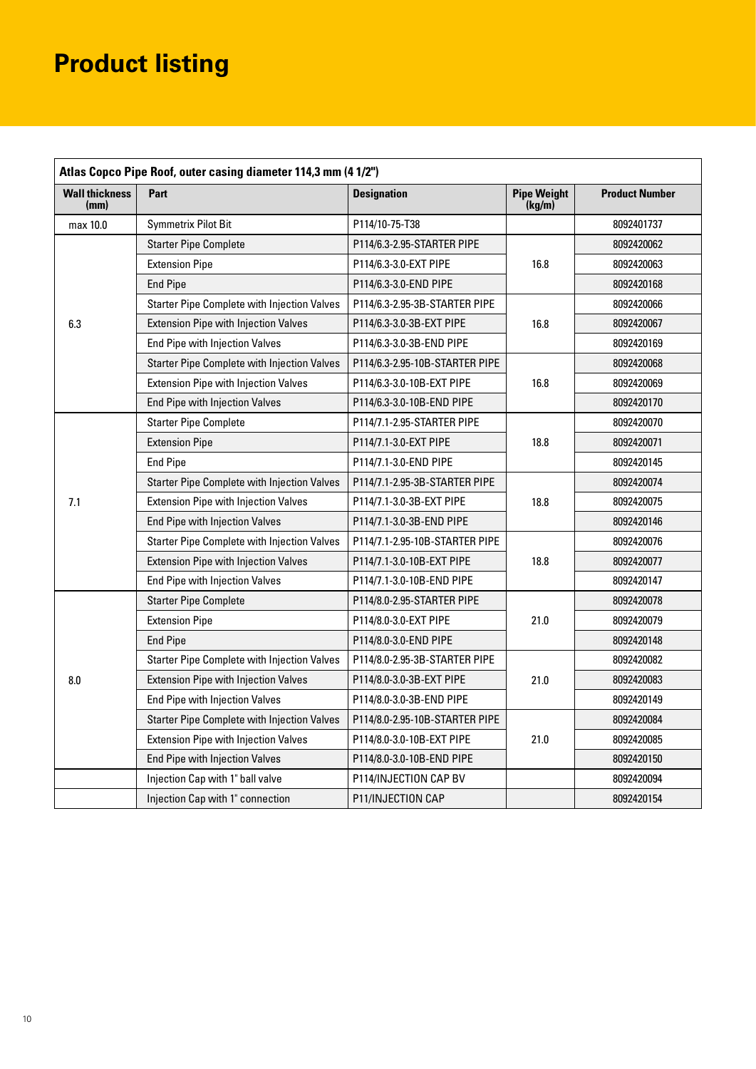# Product listing

| Atlas Copco Pipe Roof, outer casing diameter 114,3 mm (4 1/2") | | | | |
|---|---|---|---|---|
| **Wall thickness (mm)** | **Part** | **Designation** | **Pipe Weight (kg/m)** | **Product Number** |
| max 10.0 | Symmetrix Pilot Bit | P114/10-75-T38 | | 8092401737 |
| 6.3 | Starter Pipe Complete | P114/6.3-2.95-STARTER PIPE | 16.8 | 8092420062 |
| | Extension Pipe | P114/6.3-3.0-EXT PIPE | | 8092420063 |
| | End Pipe | P114/6.3-3.0-END PIPE | | 8092420168 |
| | Starter Pipe Complete with Injection Valves | P114/6.3-2.95-3B-STARTER PIPE | 16.8 | 8092420066 |
| | Extension Pipe with Injection Valves | P114/6.3-3.0-3B-EXT PIPE | | 8092420067 |
| | End Pipe with Injection Valves | P114/6.3-3.0-3B-END PIPE | | 8092420169 |
| | Starter Pipe Complete with Injection Valves | P114/6.3-2.95-10B-STARTER PIPE | 16.8 | 8092420068 |
| | Extension Pipe with Injection Valves | P114/6.3-3.0-10B-EXT PIPE | | 8092420069 |
| | End Pipe with Injection Valves | P114/6.3-3.0-10B-END PIPE | | 8092420170 |
| 7.1 | Starter Pipe Complete | P114/7.1-2.95-STARTER PIPE | 18.8 | 8092420070 |
| | Extension Pipe | P114/7.1-3.0-EXT PIPE | | 8092420071 |
| | End Pipe | P114/7.1-3.0-END PIPE | | 8092420145 |
| | Starter Pipe Complete with Injection Valves | P114/7.1-2.95-3B-STARTER PIPE | 18.8 | 8092420074 |
| | Extension Pipe with Injection Valves | P114/7.1-3.0-3B-EXT PIPE | | 8092420075 |
| | End Pipe with Injection Valves | P114/7.1-3.0-3B-END PIPE | | 8092420146 |
| | Starter Pipe Complete with Injection Valves | P114/7.1-2.95-10B-STARTER PIPE | 18.8 | 8092420076 |
| | Extension Pipe with Injection Valves | P114/7.1-3.0-10B-EXT PIPE | | 8092420077 |
| | End Pipe with Injection Valves | P114/7.1-3.0-10B-END PIPE | | 8092420147 |
| 8.0 | Starter Pipe Complete | P114/8.0-2.95-STARTER PIPE | 21.0 | 8092420078 |
| | Extension Pipe | P114/8.0-3.0-EXT PIPE | | 8092420079 |
| | End Pipe | P114/8.0-3.0-END PIPE | | 8092420148 |
| | Starter Pipe Complete with Injection Valves | P114/8.0-2.95-3B-STARTER PIPE | 21.0 | 8092420082 |
| | Extension Pipe with Injection Valves | P114/8.0-3.0-3B-EXT PIPE | | 8092420083 |
| | End Pipe with Injection Valves | P114/8.0-3.0-3B-END PIPE | | 8092420149 |
| | Starter Pipe Complete with Injection Valves | P114/8.0-2.95-10B-STARTER PIPE | 21.0 | 8092420084 |
| | Extension Pipe with Injection Valves | P114/8.0-3.0-10B-EXT PIPE | | 8092420085 |
| | End Pipe with Injection Valves | P114/8.0-3.0-10B-END PIPE | | 8092420150 |
| | Injection Cap with 1" ball valve | P114/INJECTION CAP BV | | 8092420094 |
| | Injection Cap with 1" connection | P11/INJECTION CAP | | 8092420154 |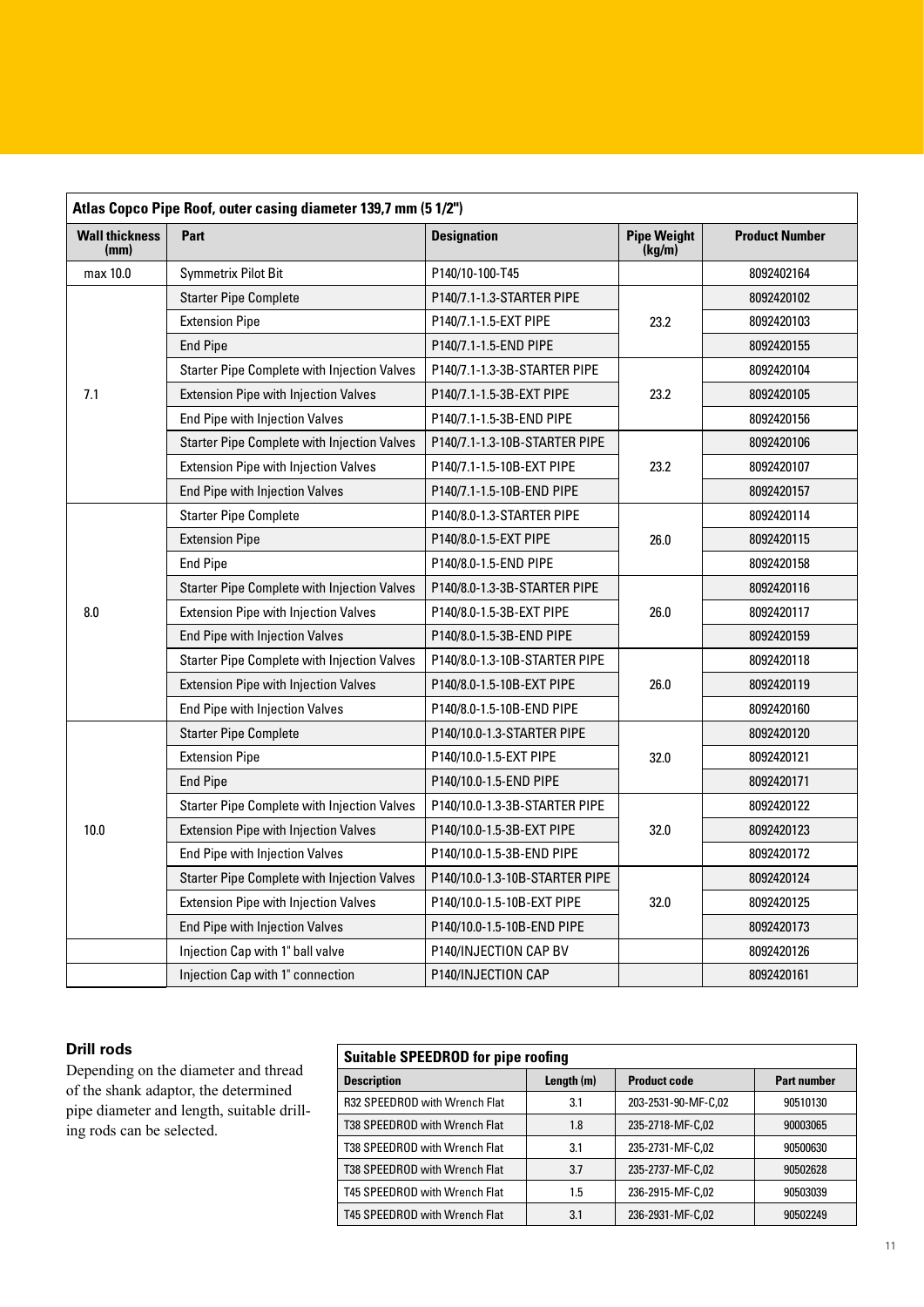| Atlas Copco Pipe Roof, outer casing diameter 139,7 mm (5 1/2") | | | | |
|---|---|---|---|---|
| **Wall thickness (mm)** | **Part** | **Designation** | **Pipe Weight (kg/m)** | **Product Number** |
| max 10.0 | Symmetrix Pilot Bit | P140/10-100-T45 | | 8092402164 |
| 7.1 | Starter Pipe Complete | P140/7.1-1.3-STARTER PIPE | 23.2 | 8092420102 |
| | Extension Pipe | P140/7.1-1.5-EXT PIPE | | 8092420103 |
| | End Pipe | P140/7.1-1.5-END PIPE | | 8092420155 |
| | Starter Pipe Complete with Injection Valves | P140/7.1-1.3-3B-STARTER PIPE | 23.2 | 8092420104 |
| | Extension Pipe with Injection Valves | P140/7.1-1.5-3B-EXT PIPE | | 8092420105 |
| | End Pipe with Injection Valves | P140/7.1-1.5-3B-END PIPE | | 8092420156 |
| | Starter Pipe Complete with Injection Valves | P140/7.1-1.3-10B-STARTER PIPE | 23.2 | 8092420106 |
| | Extension Pipe with Injection Valves | P140/7.1-1.5-10B-EXT PIPE | | 8092420107 |
| | End Pipe with Injection Valves | P140/7.1-1.5-10B-END PIPE | | 8092420157 |
| 8.0 | Starter Pipe Complete | P140/8.0-1.3-STARTER PIPE | 26.0 | 8092420114 |
| | Extension Pipe | P140/8.0-1.5-EXT PIPE | | 8092420115 |
| | End Pipe | P140/8.0-1.5-END PIPE | | 8092420158 |
| | Starter Pipe Complete with Injection Valves | P140/8.0-1.3-3B-STARTER PIPE | 26.0 | 8092420116 |
| | Extension Pipe with Injection Valves | P140/8.0-1.5-3B-EXT PIPE | | 8092420117 |
| | End Pipe with Injection Valves | P140/8.0-1.5-3B-END PIPE | | 8092420159 |
| | Starter Pipe Complete with Injection Valves | P140/8.0-1.3-10B-STARTER PIPE | 26.0 | 8092420118 |
| | Extension Pipe with Injection Valves | P140/8.0-1.5-10B-EXT PIPE | | 8092420119 |
| | End Pipe with Injection Valves | P140/8.0-1.5-10B-END PIPE | | 8092420160 |
| 10.0 | Starter Pipe Complete | P140/10.0-1.3-STARTER PIPE | 32.0 | 8092420120 |
| | Extension Pipe | P140/10.0-1.5-EXT PIPE | | 8092420121 |
| | End Pipe | P140/10.0-1.5-END PIPE | | 8092420171 |
| | Starter Pipe Complete with Injection Valves | P140/10.0-1.3-3B-STARTER PIPE | 32.0 | 8092420122 |
| | Extension Pipe with Injection Valves | P140/10.0-1.5-3B-EXT PIPE | | 8092420123 |
| | End Pipe with Injection Valves | P140/10.0-1.5-3B-END PIPE | | 8092420172 |
| | Starter Pipe Complete with Injection Valves | P140/10.0-1.3-10B-STARTER PIPE | 32.0 | 8092420124 |
| | Extension Pipe with Injection Valves | P140/10.0-1.5-10B-EXT PIPE | | 8092420125 |
| | End Pipe with Injection Valves | P140/10.0-1.5-10B-END PIPE | | 8092420173 |
| | Injection Cap with 1" ball valve | P140/INJECTION CAP BV | | 8092420126 |
| | Injection Cap with 1" connection | P140/INJECTION CAP | | 8092420161 |

### Drill rods

Depending on the diameter and thread of the shank adaptor, the determined pipe diameter and length, suitable drilling rods can be selected.

| Suitable SPEEDROD for pipe roofing | | | |
|---|---|---|---|
| **Description** | **Length (m)** | **Product code** | **Part number** |
| R32 SPEEDROD with Wrench Flat | 3.1 | 203-2531-90-MF-C,02 | 90510130 |
| T38 SPEEDROD with Wrench Flat | 1.8 | 235-2718-MF-C,02 | 90003065 |
| T38 SPEEDROD with Wrench Flat | 3.1 | 235-2731-MF-C,02 | 90500630 |
| T38 SPEEDROD with Wrench Flat | 3.7 | 235-2737-MF-C,02 | 90502628 |
| T45 SPEEDROD with Wrench Flat | 1.5 | 236-2915-MF-C,02 | 90503039 |
| T45 SPEEDROD with Wrench Flat | 3.1 | 236-2931-MF-C,02 | 90502249 |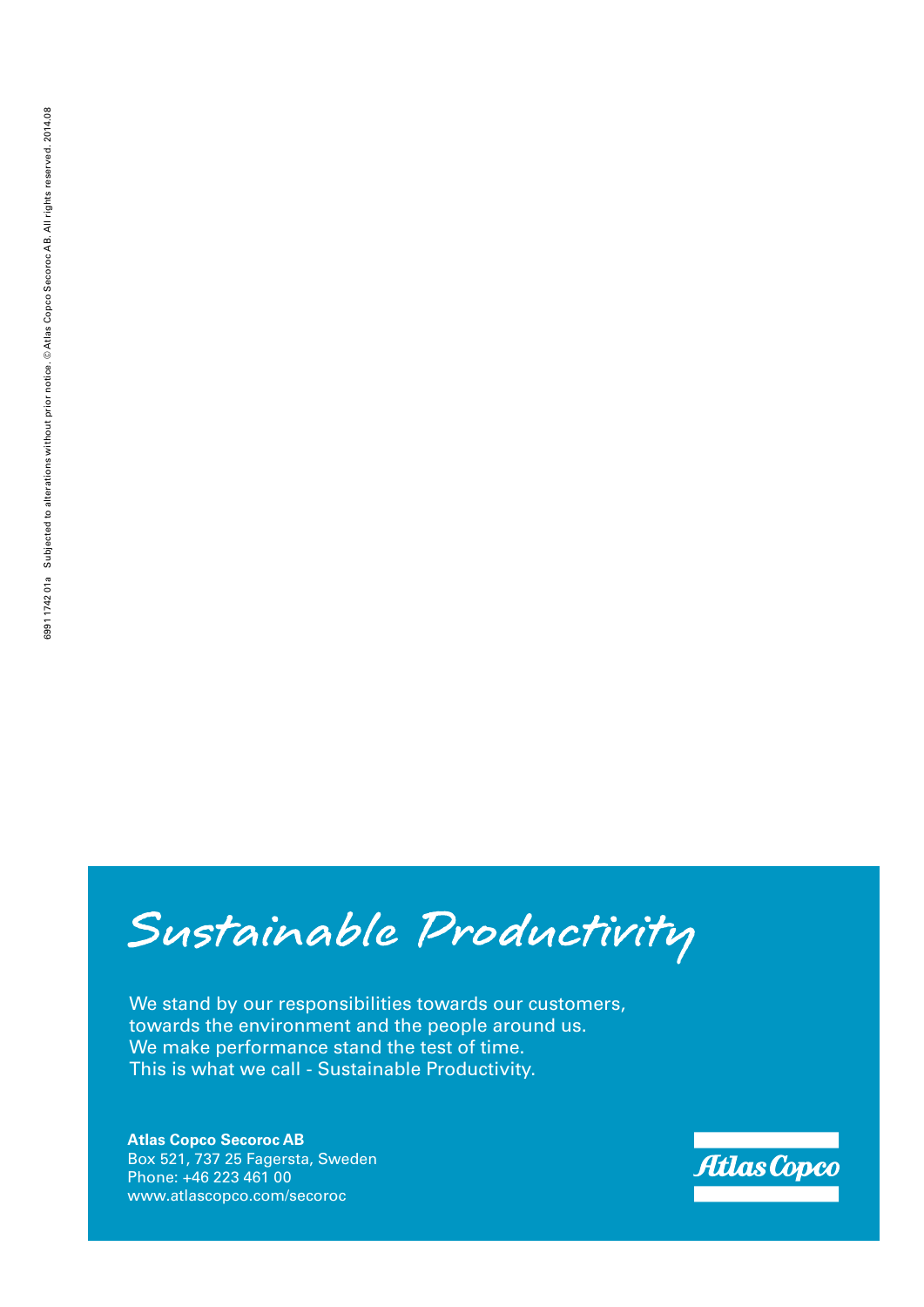6991 1742 01a Subjected to alterations without prior notice. © Atlas Copco Secoroc AB. All rights reserved. 2014.08

# Sustainable Productivity

We stand by our responsibilities towards our customers,
towards the environment and the people around us.
We make performance stand the test of time.
This is what we call - Sustainable Productivity.

**Atlas Copco Secoroc AB**
Box 521, 737 25 Fagersta, Sweden
Phone: +46 223 461 00
www.atlascopco.com/secoroc

Atlas Copco